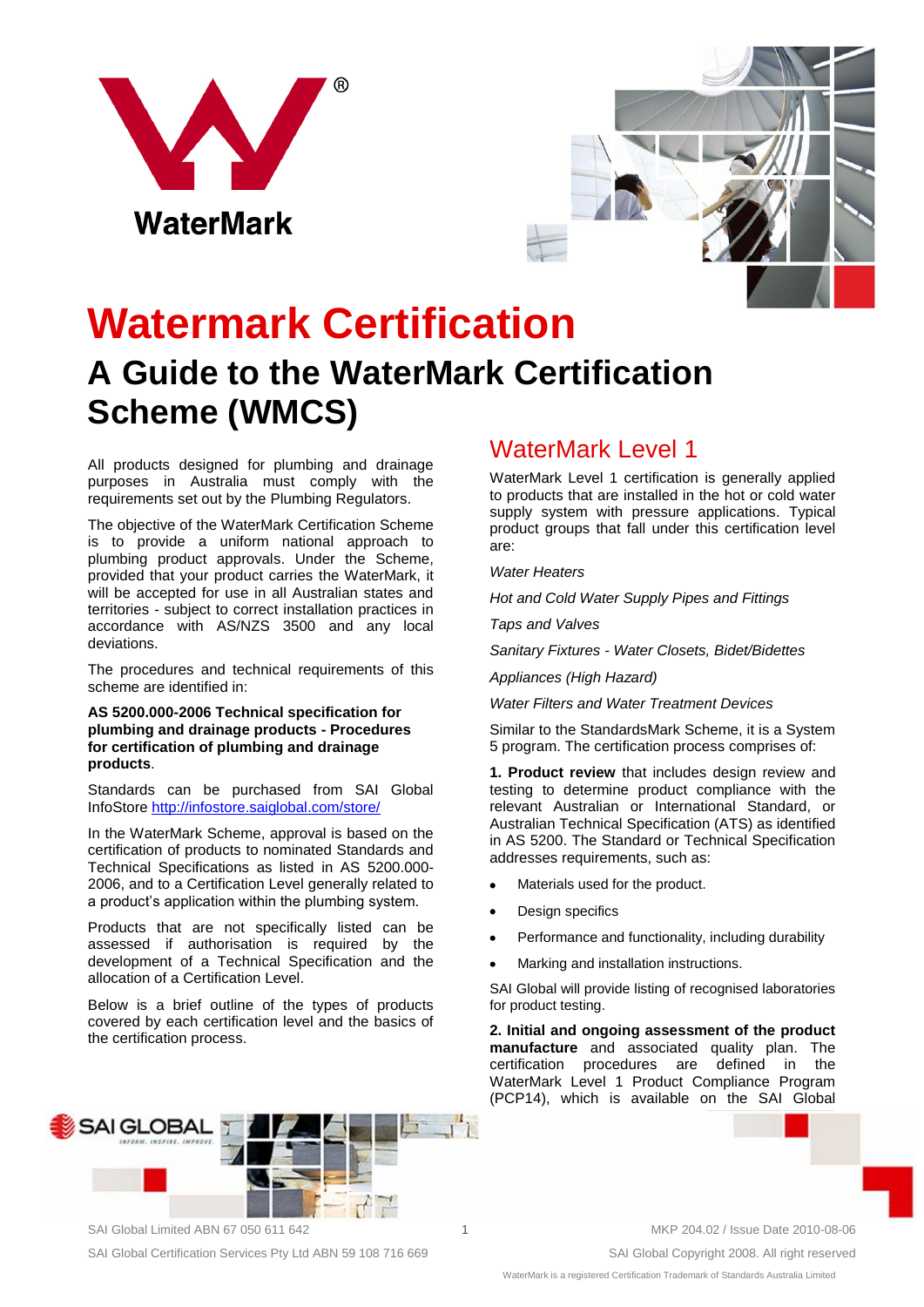# Watermark Certification

## A Guide to the WaterMark Certification Scheme (WMCS)

All products designed for plumbing and drainage purposes in Australia must comply with the requirements set out by the Plumbing Regulators.

The objective of the WaterMark Certification Scheme is to provide a uniform national approach to plumbing product approvals. Under the Scheme, provided that your product carries the WaterMark, it will be accepted for use in all Australian states and territories - subject to correct installation practices in accordance with AS/NZS 3500 and any local deviations.

The procedures and technical requirements of this scheme are identified in:

**AS 5200.000-2006 Technical specification for plumbing and drainage products - Procedures for certification of plumbing and drainage products**.

Standards can be purchased from SAI Global InfoStore http://infostore.saiglobal.com/store/

In the WaterMark Scheme, approval is based on the certification of products to nominated Standards and Technical Specifications as listed in AS 5200.000-2006, and to a Certification Level generally related to a product's application within the plumbing system.

Products that are not specifically listed can be assessed if authorisation is required by the development of a Technical Specification and the allocation of a Certification Level.

Below is a brief outline of the types of products covered by each certification level and the basics of the certification process.

## WaterMark Level 1

WaterMark Level 1 certification is generally applied to products that are installed in the hot or cold water supply system with pressure applications. Typical product groups that fall under this certification level are:

*Water Heaters*

*Hot and Cold Water Supply Pipes and Fittings*

*Taps and Valves*

*Sanitary Fixtures - Water Closets, Bidet/Bidettes*

*Appliances (High Hazard)*

*Water Filters and Water Treatment Devices*

Similar to the StandardsMark Scheme, it is a System 5 program. The certification process comprises of:

**1. Product review** that includes design review and testing to determine product compliance with the relevant Australian or International Standard, or Australian Technical Specification (ATS) as identified in AS 5200. The Standard or Technical Specification addresses requirements, such as:

- Materials used for the product.
- Design specifics
- Performance and functionality, including durability
- Marking and installation instructions.

SAI Global will provide listing of recognised laboratories for product testing.

**2. Initial and ongoing assessment of the product manufacture** and associated quality plan. The certification procedures are defined in the WaterMark Level 1 Product Compliance Program (PCP14), which is available on the SAI Global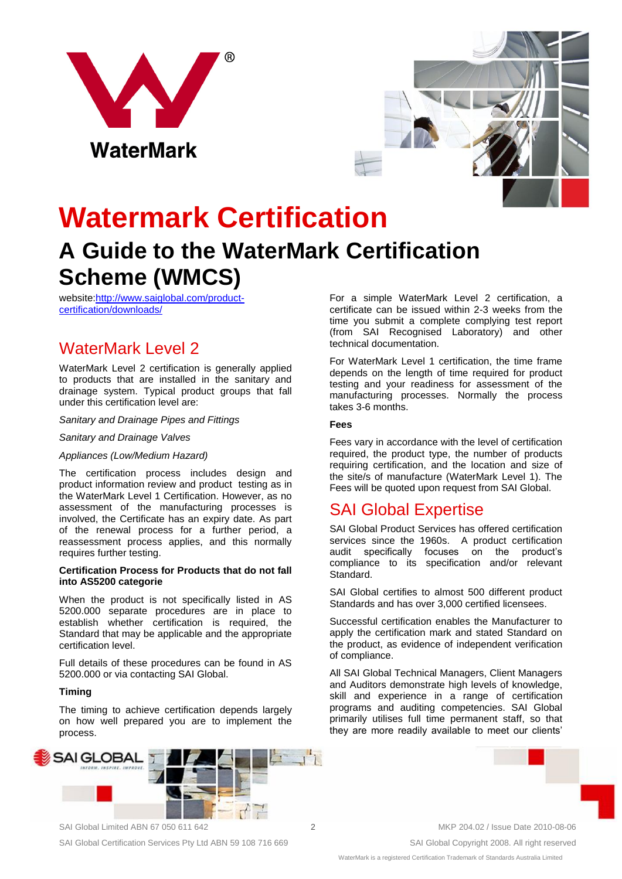# Watermark Certification

## A Guide to the WaterMark Certification Scheme (WMCS)

website:[http://www.saiglobal.com/product-certification/downloads/](http://www.saiglobal.com/product-certification/downloads/)

## WaterMark Level 2

WaterMark Level 2 certification is generally applied to products that are installed in the sanitary and drainage system. Typical product groups that fall under this certification level are:

*Sanitary and Drainage Pipes and Fittings*

*Sanitary and Drainage Valves*

*Appliances (Low/Medium Hazard)*

The certification process includes design and product information review and product testing as in the WaterMark Level 1 Certification. However, as no assessment of the manufacturing processes is involved, the Certificate has an expiry date. As part of the renewal process for a further period, a reassessment process applies, and this normally requires further testing.

**Certification Process for Products that do not fall into AS5200 categorie**

When the product is not specifically listed in AS 5200.000 separate procedures are in place to establish whether certification is required, the Standard that may be applicable and the appropriate certification level.

Full details of these procedures can be found in AS 5200.000 or via contacting SAI Global.

**Timing**

The timing to achieve certification depends largely on how well prepared you are to implement the process.

For a simple WaterMark Level 2 certification, a certificate can be issued within 2-3 weeks from the time you submit a complete complying test report (from SAI Recognised Laboratory) and other technical documentation.

For WaterMark Level 1 certification, the time frame depends on the length of time required for product testing and your readiness for assessment of the manufacturing processes. Normally the process takes 3-6 months.

**Fees**

Fees vary in accordance with the level of certification required, the product type, the number of products requiring certification, and the location and size of the site/s of manufacture (WaterMark Level 1). The Fees will be quoted upon request from SAI Global.

## SAI Global Expertise

SAI Global Product Services has offered certification services since the 1960s. A product certification audit specifically focuses on the product's compliance to its specification and/or relevant Standard.

SAI Global certifies to almost 500 different product Standards and has over 3,000 certified licensees.

Successful certification enables the Manufacturer to apply the certification mark and stated Standard on the product, as evidence of independent verification of compliance.

All SAI Global Technical Managers, Client Managers and Auditors demonstrate high levels of knowledge, skill and experience in a range of certification programs and auditing competencies. SAI Global primarily utilises full time permanent staff, so that they are more readily available to meet our clients'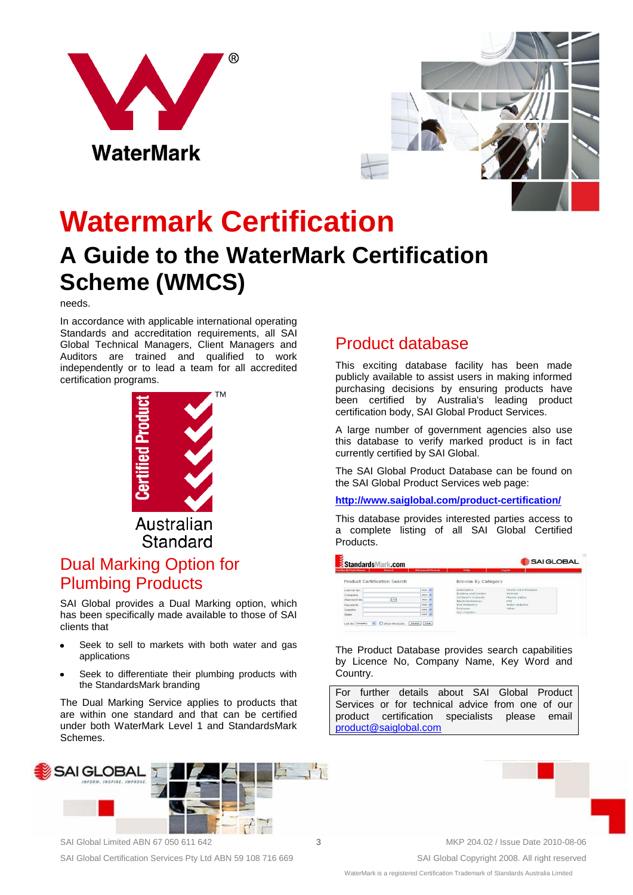# Watermark Certification

## A Guide to the WaterMark Certification Scheme (WMCS)

needs.

In accordance with applicable international operating Standards and accreditation requirements, all SAI Global Technical Managers, Client Managers and Auditors are trained and qualified to work independently or to lead a team for all accredited certification programs.

## Dual Marking Option for Plumbing Products

SAI Global provides a Dual Marking option, which has been specifically made available to those of SAI clients that

- Seek to sell to markets with both water and gas applications
- Seek to differentiate their plumbing products with the StandardsMark branding

The Dual Marking Service applies to products that are within one standard and that can be certified under both WaterMark Level 1 and StandardsMark Schemes.

## Product database

This exciting database facility has been made publicly available to assist users in making informed purchasing decisions by ensuring products have been certified by Australia's leading product certification body, SAI Global Product Services.

A large number of government agencies also use this database to verify marked product is in fact currently certified by SAI Global.

The SAI Global Product Database can be found on the SAI Global Product Services web page:

**http://www.saiglobal.com/product-certification/**

This database provides interested parties access to a complete listing of all SAI Global Certified Products.

The Product Database provides search capabilities by Licence No, Company Name, Key Word and Country.

For further details about SAI Global Product Services or for technical advice from one of our product certification specialists please email product@saiglobal.com

SAI Global Limited ABN 67 050 611 642

MKP 204.02 / Issue Date 2010-08-06

SAI Global Certification Services Pty Ltd ABN 59 108 716 669

SAI Global Copyright 2008. All right reserved

WaterMark is a registered Certification Trademark of Standards Australia Limited